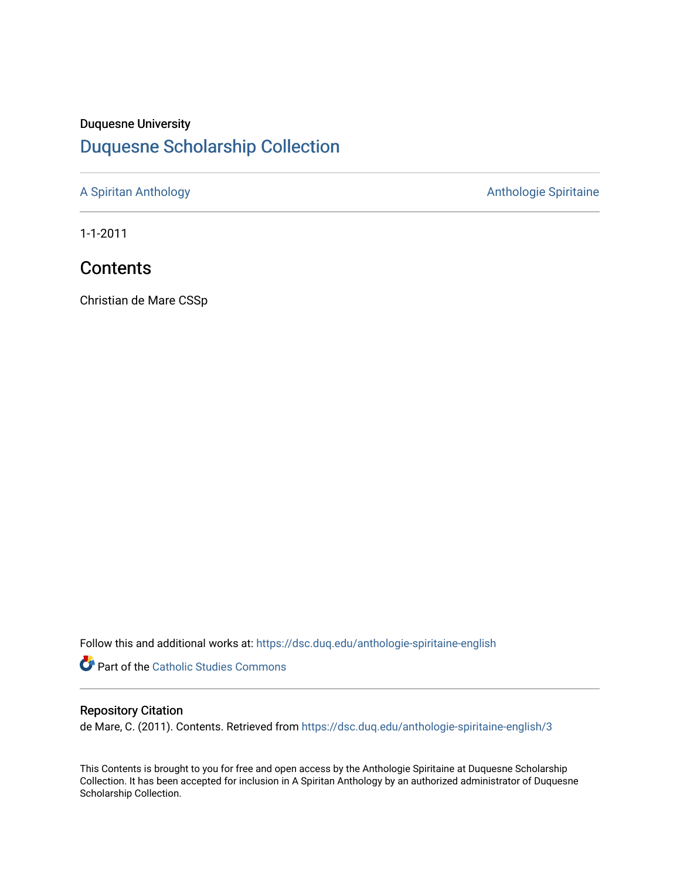Duquesne University

# Duquesne Scholarship Collection

A Spiritan Anthology

Anthologie Spiritaine

1-1-2011

## Contents

Christian de Mare CSSp

Follow this and additional works at: https://dsc.duq.edu/anthologie-spiritaine-english

Part of the Catholic Studies Commons

### Repository Citation

de Mare, C. (2011). Contents. Retrieved from https://dsc.duq.edu/anthologie-spiritaine-english/3

This Contents is brought to you for free and open access by the Anthologie Spiritaine at Duquesne Scholarship Collection. It has been accepted for inclusion in A Spiritan Anthology by an authorized administrator of Duquesne Scholarship Collection.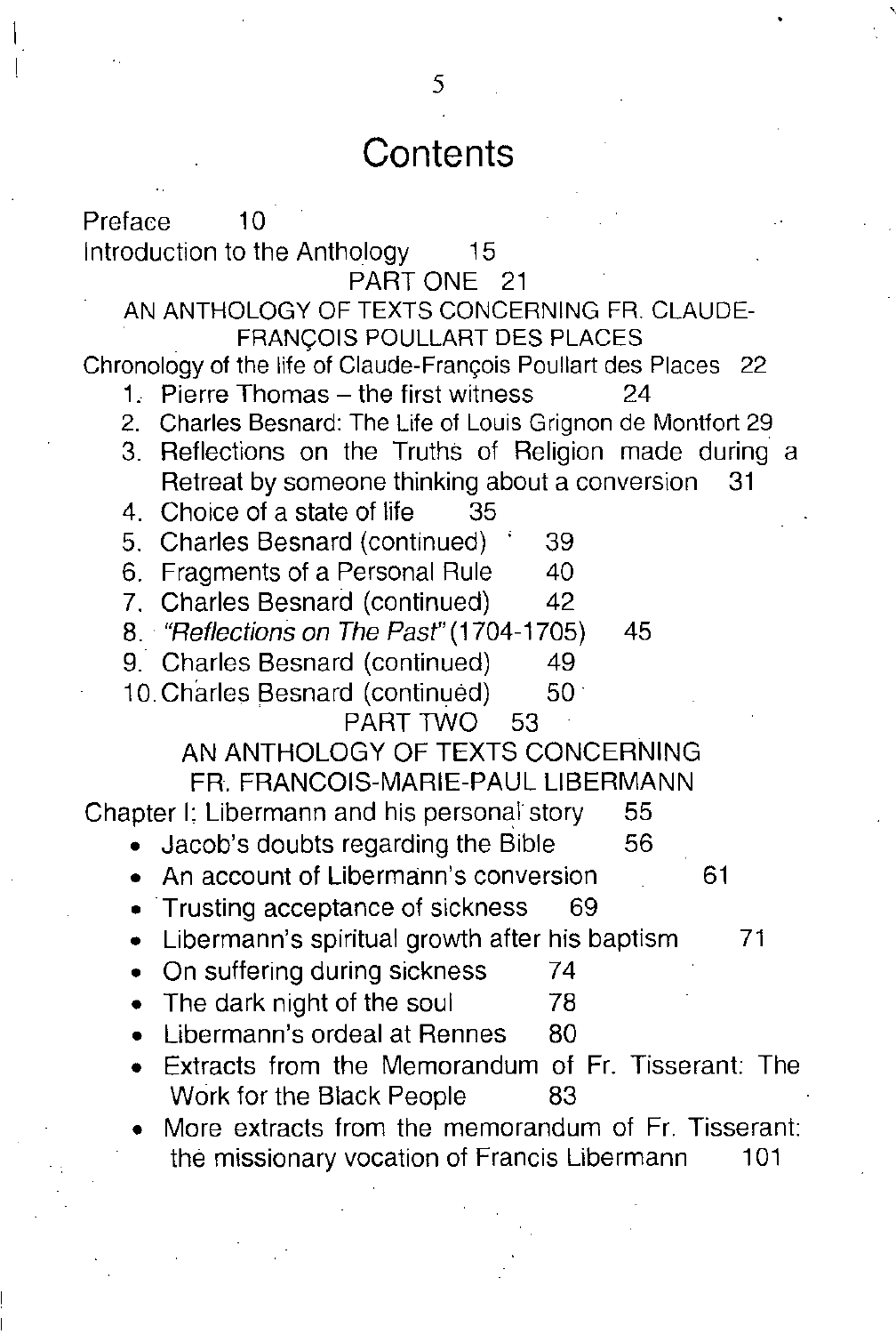# Contents

Preface 10

Introduction to the Anthology 15

PART ONE 21

AN ANTHOLOGY OF TEXTS CONCERNING FR. CLAUDE-FRANÇOIS POULLART DES PLACES

Chronology of the life of Claude-François Poullart des Places 22

1. Pierre Thomas – the first witness 24
2. Charles Besnard: The Life of Louis Grignon de Montfort 29
3. Reflections on the Truths of Religion made during a Retreat by someone thinking about a conversion 31
4. Choice of a state of life 35
5. Charles Besnard (continued) 39
6. Fragments of a Personal Rule 40
7. Charles Besnard (continued) 42
8. *"Reflections on The Past"* (1704-1705) 45
9. Charles Besnard (continued) 49
10. Charles Besnard (continued) 50

PART TWO 53

AN ANTHOLOGY OF TEXTS CONCERNING FR. FRANCOIS-MARIE-PAUL LIBERMANN

Chapter I: Libermann and his personal story 55

- Jacob's doubts regarding the Bible 56
- An account of Libermann's conversion 61
- Trusting acceptance of sickness 69
- Libermann's spiritual growth after his baptism 71
- On suffering during sickness 74
- The dark night of the soul 78
- Libermann's ordeal at Rennes 80
- Extracts from the Memorandum of Fr. Tisserant: The Work for the Black People 83
- More extracts from the memorandum of Fr. Tisserant: the missionary vocation of Francis Libermann 101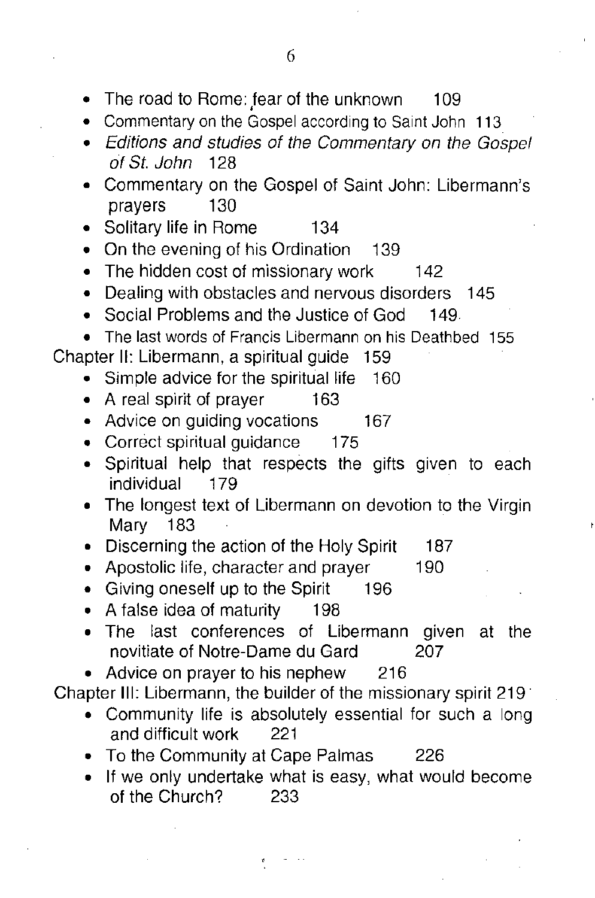- The road to Rome: fear of the unknown 109
- Commentary on the Gospel according to Saint John 113
- *Editions and studies of the Commentary on the Gospel of St. John* 128
- Commentary on the Gospel of Saint John: Libermann's prayers 130
- Solitary life in Rome 134
- On the evening of his Ordination 139
- The hidden cost of missionary work 142
- Dealing with obstacles and nervous disorders 145
- Social Problems and the Justice of God 149
- The last words of Francis Libermann on his Deathbed 155

Chapter II: Libermann, a spiritual guide 159

- Simple advice for the spiritual life 160
- A real spirit of prayer 163
- Advice on guiding vocations 167
- Correct spiritual guidance 175
- Spiritual help that respects the gifts given to each individual 179
- The longest text of Libermann on devotion to the Virgin Mary 183
- Discerning the action of the Holy Spirit 187
- Apostolic life, character and prayer 190
- Giving oneself up to the Spirit 196
- A false idea of maturity 198
- The last conferences of Libermann given at the novitiate of Notre-Dame du Gard 207
- Advice on prayer to his nephew 216

Chapter III: Libermann, the builder of the missionary spirit 219

- Community life is absolutely essential for such a long and difficult work 221
- To the Community at Cape Palmas 226
- If we only undertake what is easy, what would become of the Church? 233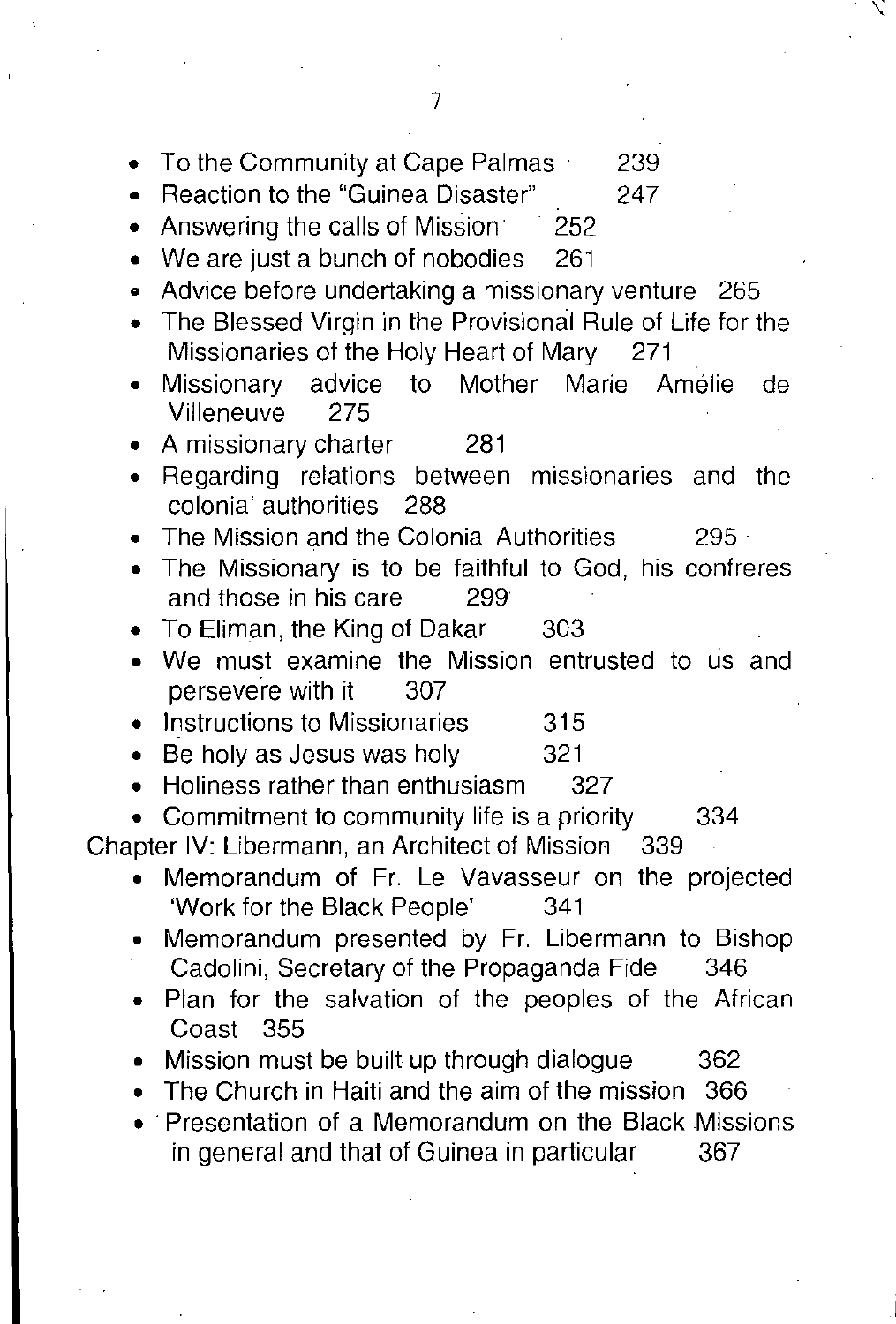- To the Community at Cape Palmas 239
- Reaction to the "Guinea Disaster" 247
- Answering the calls of Mission 252
- We are just a bunch of nobodies 261
- Advice before undertaking a missionary venture 265
- The Blessed Virgin in the Provisional Rule of Life for the Missionaries of the Holy Heart of Mary 271
- Missionary advice to Mother Marie Amélie de Villeneuve 275
- A missionary charter 281
- Regarding relations between missionaries and the colonial authorities 288
- The Mission and the Colonial Authorities 295
- The Missionary is to be faithful to God, his confreres and those in his care 299
- To Eliman, the King of Dakar 303
- We must examine the Mission entrusted to us and persevere with it 307
- Instructions to Missionaries 315
- Be holy as Jesus was holy 321
- Holiness rather than enthusiasm 327
- Commitment to community life is a priority 334

Chapter IV: Libermann, an Architect of Mission 339

- Memorandum of Fr. Le Vavasseur on the projected 'Work for the Black People' 341
- Memorandum presented by Fr. Libermann to Bishop Cadolini, Secretary of the Propaganda Fide 346
- Plan for the salvation of the peoples of the African Coast 355
- Mission must be built up through dialogue 362
- The Church in Haiti and the aim of the mission 366
- Presentation of a Memorandum on the Black Missions in general and that of Guinea in particular 367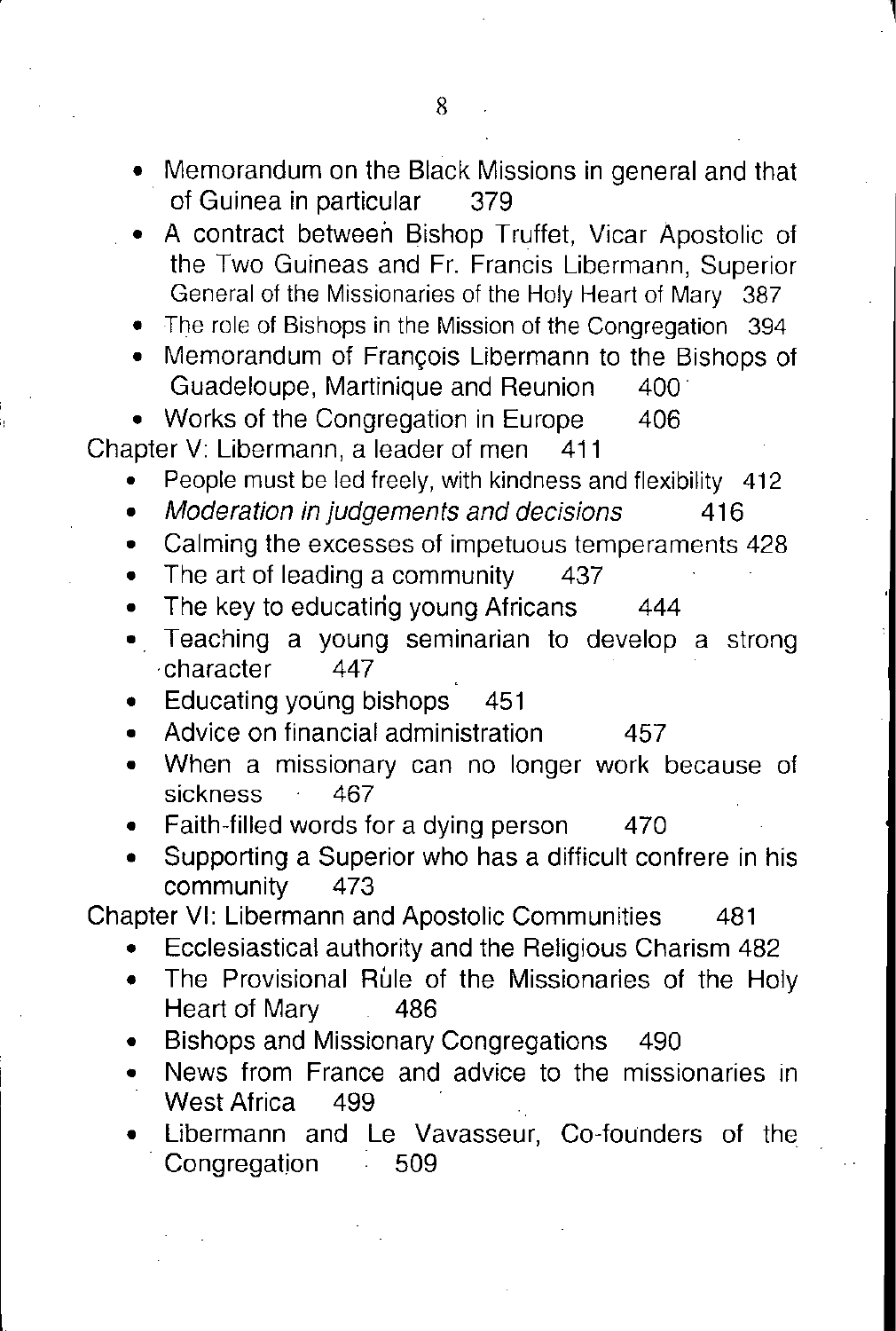- Memorandum on the Black Missions in general and that of Guinea in particular 379
- A contract between Bishop Truffet, Vicar Apostolic of the Two Guineas and Fr. Francis Libermann, Superior General of the Missionaries of the Holy Heart of Mary 387
- The role of Bishops in the Mission of the Congregation 394
- Memorandum of François Libermann to the Bishops of Guadeloupe, Martinique and Reunion 400
- Works of the Congregation in Europe 406

Chapter V: Libermann, a leader of men 411

- People must be led freely, with kindness and flexibility 412
- *Moderation in judgements and decisions* 416
- Calming the excesses of impetuous temperaments 428
- The art of leading a community 437
- The key to educating young Africans 444
- Teaching a young seminarian to develop a strong character 447
- Educating young bishops 451
- Advice on financial administration 457
- When a missionary can no longer work because of sickness 467
- Faith-filled words for a dying person 470
- Supporting a Superior who has a difficult confrere in his community 473

Chapter VI: Libermann and Apostolic Communities 481

- Ecclesiastical authority and the Religious Charism 482
- The Provisional Rule of the Missionaries of the Holy Heart of Mary 486
- Bishops and Missionary Congregations 490
- News from France and advice to the missionaries in West Africa 499
- Libermann and Le Vavasseur, Co-founders of the Congregation 509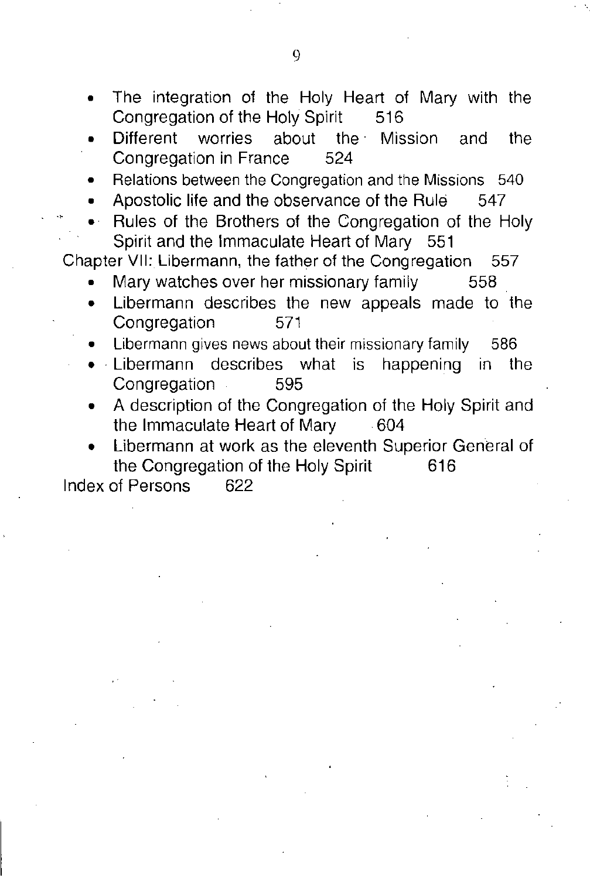- The integration of the Holy Heart of Mary with the Congregation of the Holy Spirit 516
- Different worries about the Mission and the Congregation in France 524
- Relations between the Congregation and the Missions 540
- Apostolic life and the observance of the Rule 547
- Rules of the Brothers of the Congregation of the Holy Spirit and the Immaculate Heart of Mary 551

Chapter VII: Libermann, the father of the Congregation 557

- Mary watches over her missionary family 558
- Libermann describes the new appeals made to the Congregation 571
- Libermann gives news about their missionary family 586
- Libermann describes what is happening in the Congregation 595
- A description of the Congregation of the Holy Spirit and the Immaculate Heart of Mary 604
- Libermann at work as the eleventh Superior General of the Congregation of the Holy Spirit 616

Index of Persons 622